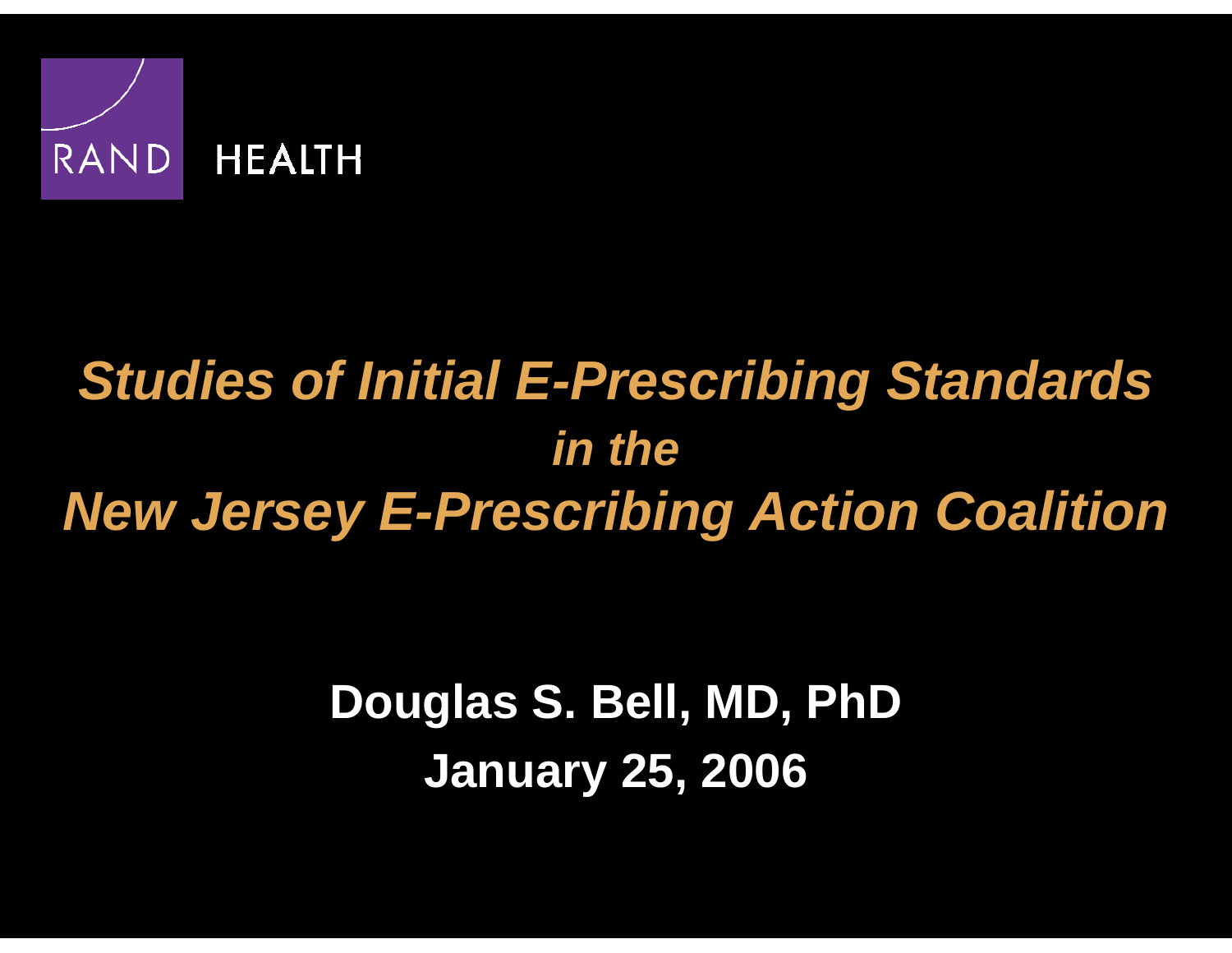RAND HEALTH

# *Studies of Initial E-Prescribing Standards in the New Jersey E-Prescribing Action Coalition*

**Douglas S. Bell, MD, PhD**

**January 25, 2006**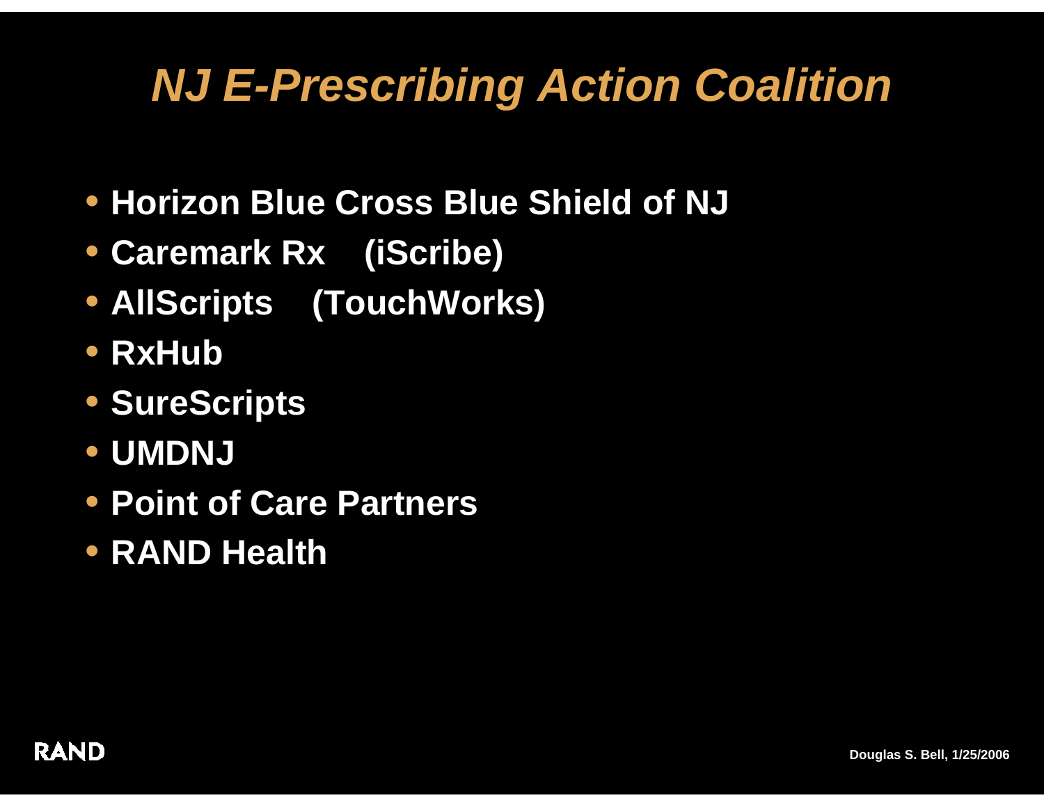# *NJ E-Prescribing Action Coalition*

- **Horizon Blue Cross Blue Shield of NJ**
- **Caremark Rx (iScribe)**
- **AllScripts (TouchWorks)**
- **RxHub**
- **SureScripts**
- **UMDNJ**
- **Point of Care Partners**
- **RAND Health**

RAND

**Douglas S. Bell, 1/25/2006**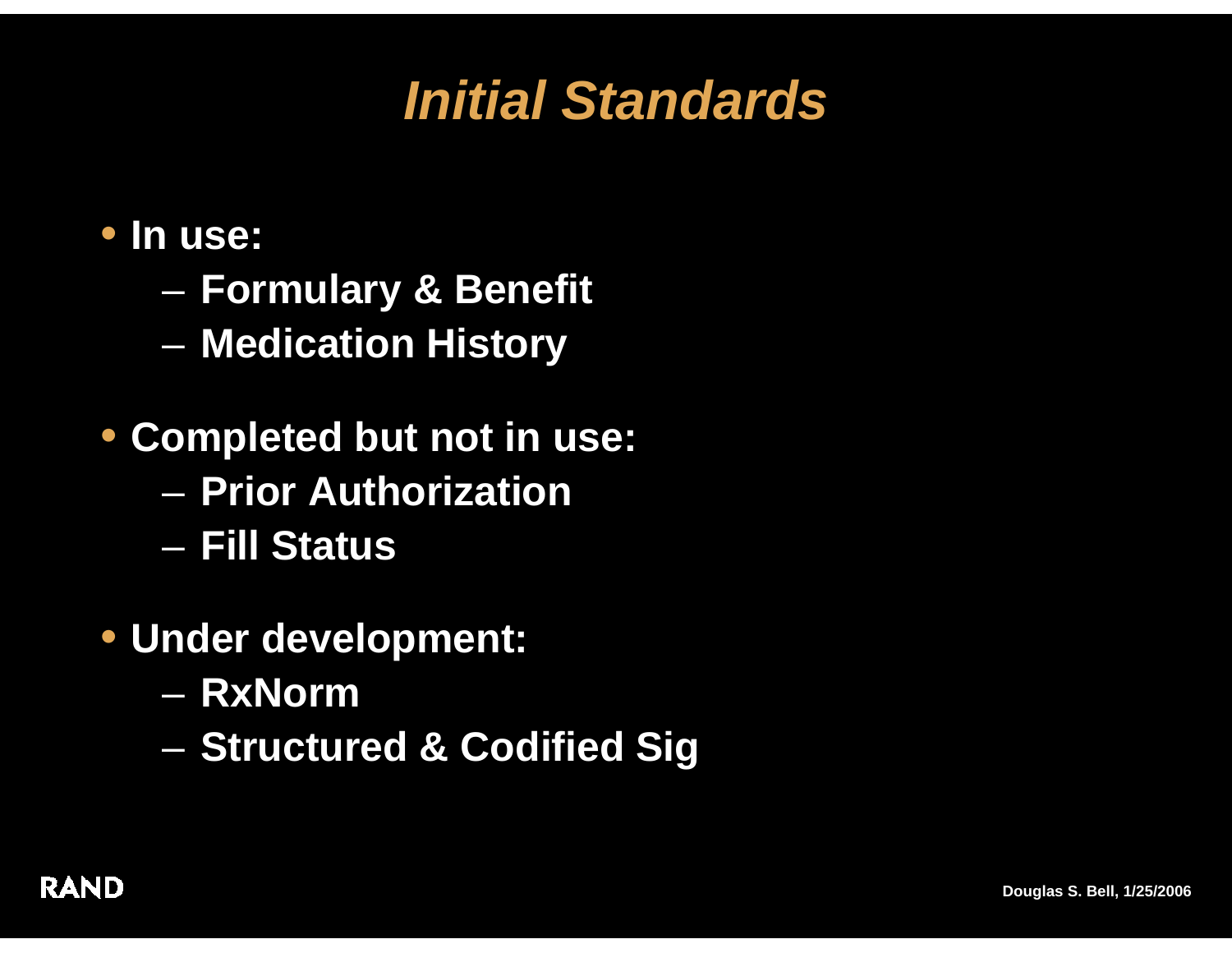# *Initial Standards*

- **In use:**
  - **Formulary & Benefit**
  - **Medication History**
- **Completed but not in use:**
  - **Prior Authorization**
  - **Fill Status**
- **Under development:**
  - **RxNorm**
  - **Structured & Codified Sig**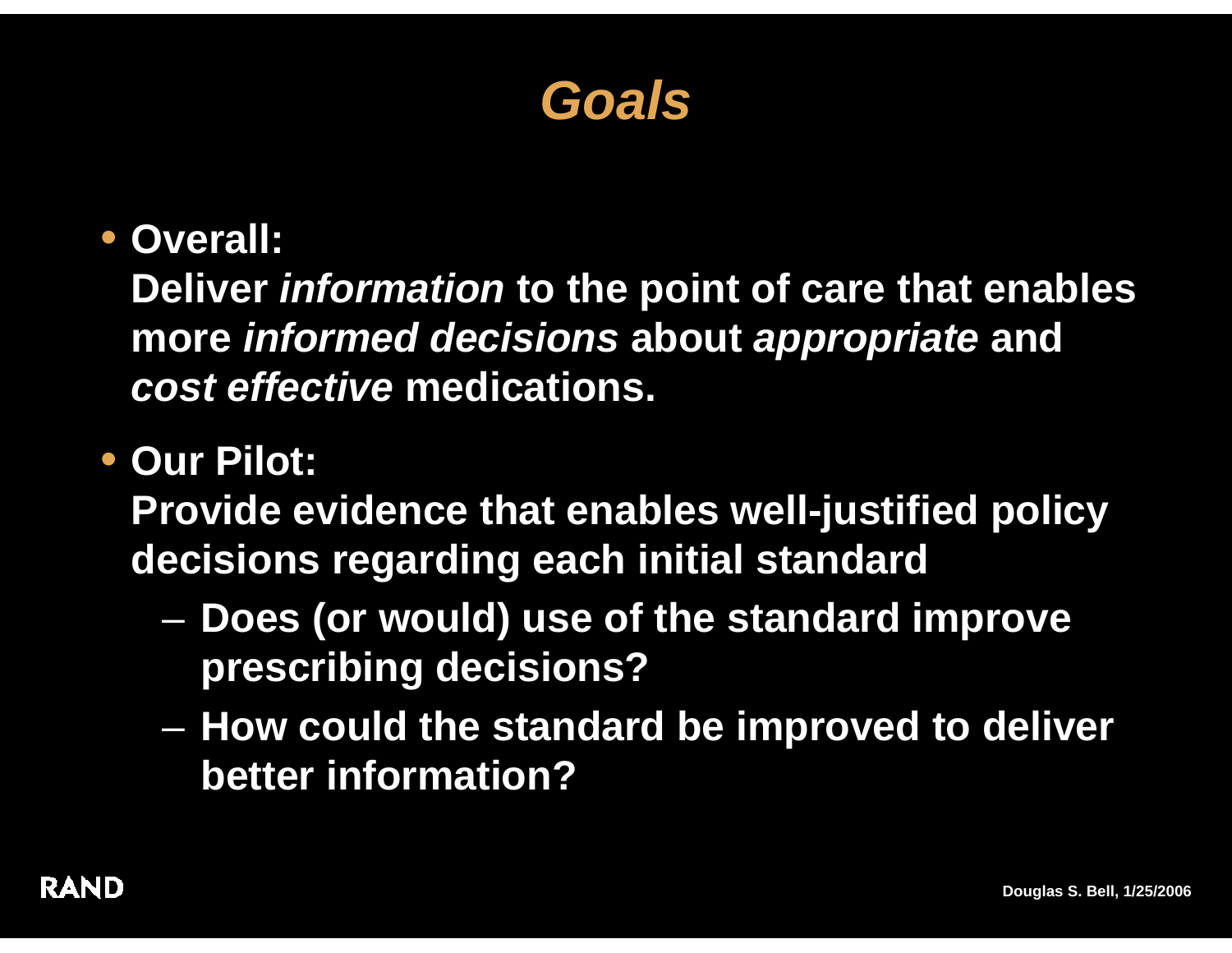# *Goals*

- **Overall:**
  **Deliver *information* to the point of care that enables more *informed decisions* about *appropriate* and *cost effective* medications.**

- **Our Pilot:**
  **Provide evidence that enables well-justified policy decisions regarding each initial standard**
  - **Does (or would) use of the standard improve prescribing decisions?**
  - **How could the standard be improved to deliver better information?**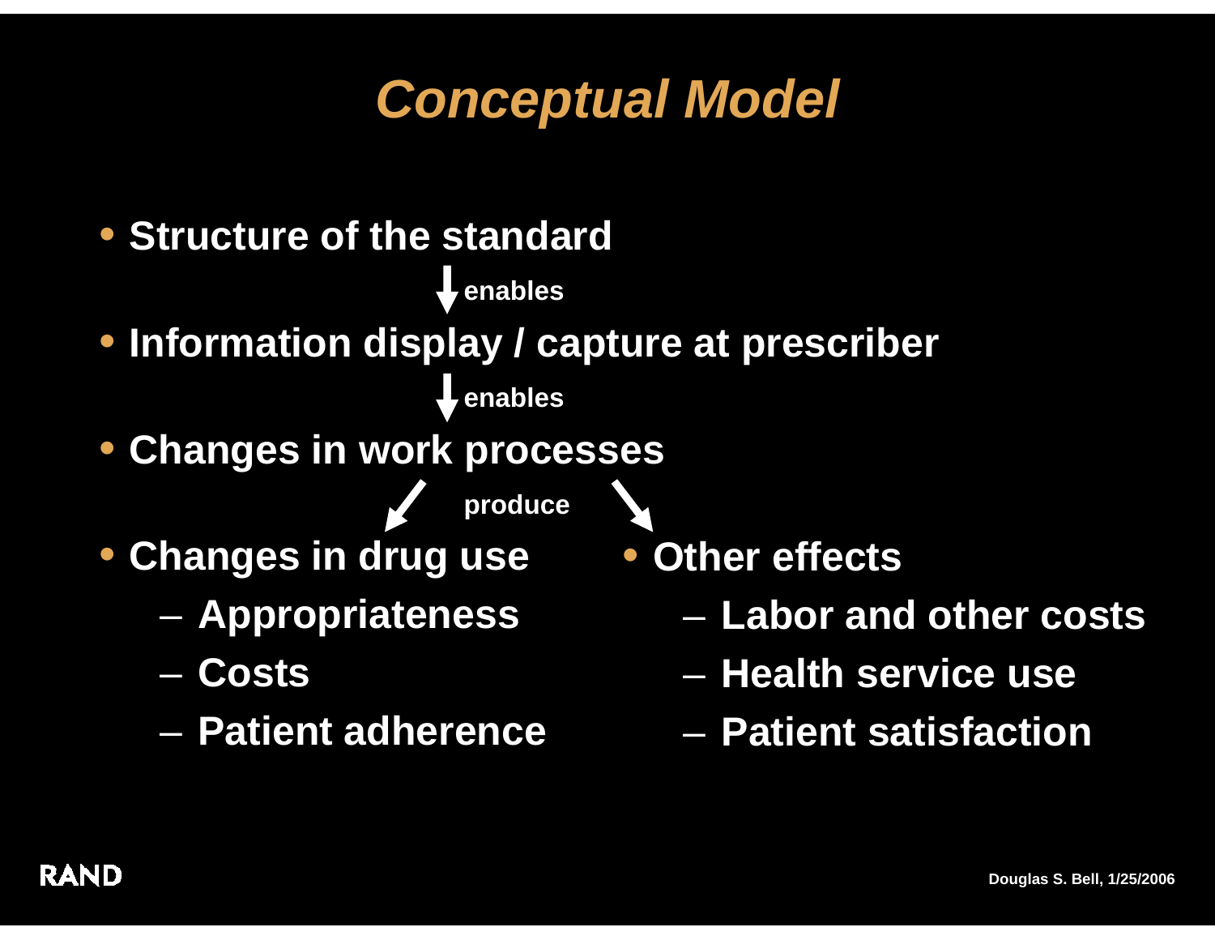# *Conceptual Model*

- Structure of the standard

  ↓ enables

- Information display / capture at prescriber

  ↓ enables

- Changes in work processes

  ↙ produce ↘

- Changes in drug use
  - Appropriateness
  - Costs
  - Patient adherence
- Other effects
  - Labor and other costs
  - Health service use
  - Patient satisfaction

RAND

Douglas S. Bell, 1/25/2006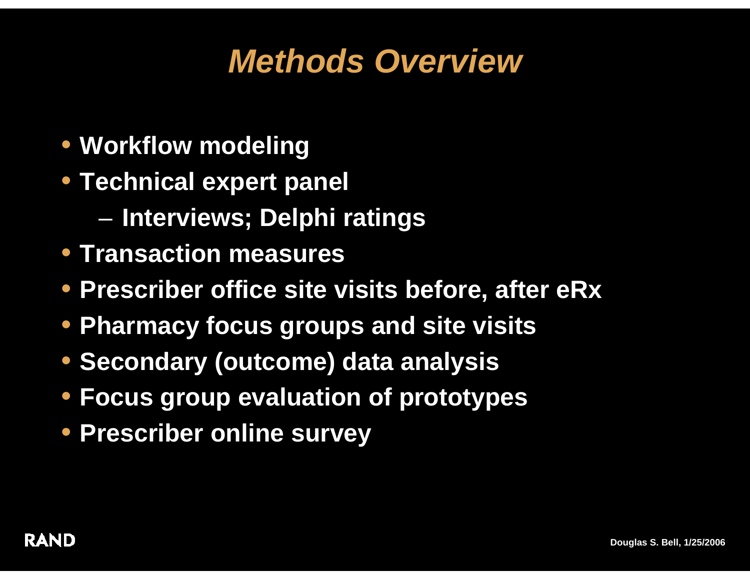# *Methods Overview*

- **Workflow modeling**
- **Technical expert panel**
  - **Interviews; Delphi ratings**
- **Transaction measures**
- **Prescriber office site visits before, after eRx**
- **Pharmacy focus groups and site visits**
- **Secondary (outcome) data analysis**
- **Focus group evaluation of prototypes**
- **Prescriber online survey**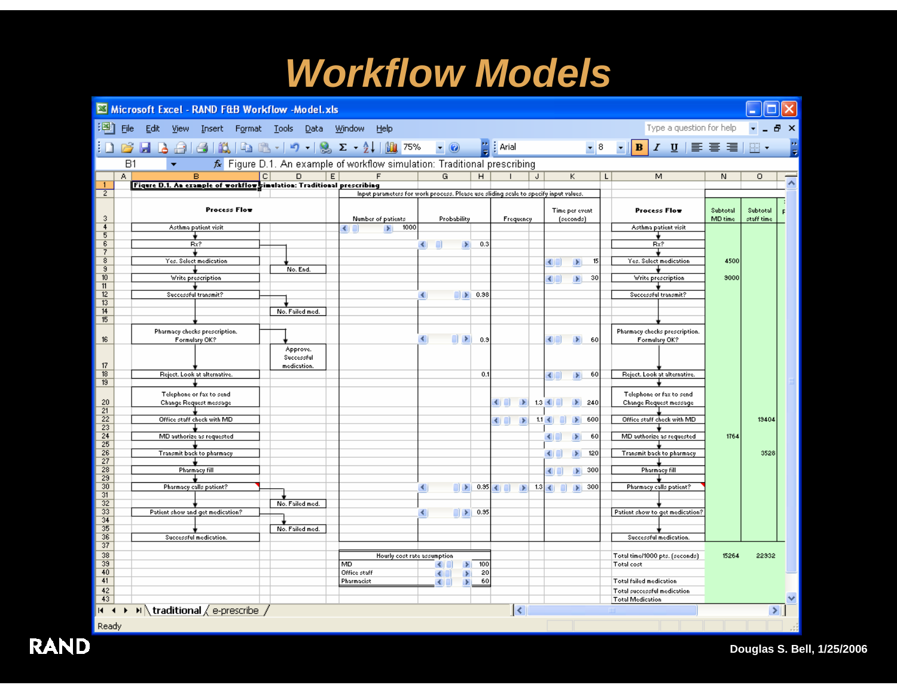# Workflow Models

Microsoft Excel - RAND F&B Workflow -Model.xls

Figure D.1. An example of workflow simulation: Traditional prescribing

Input parameters for work process. Please use sliding scale to specify input values.

| Process Flow | | Number of patients | Probability | Frequency | Time per event (seconds) | Process Flow | Subtotal MD time | Subtotal staff time |
|---|---|---|---|---|---|---|---|---|
| Asthma patient visit | | 1000 | | | | Asthma patient visit | | |
| Rx? | | | 0.3 | | | Rx? | | |
| Yes. Select medication | No. End. | | | | 15 | Yes. Select medication | 4500 | |
| Write prescription | | | | | 30 | Write prescription | 9000 | |
| Successful transmit? | No. Failed med. | | 0.98 | | | Successful transmit? | | |
| Pharmacy checks prescription. Formulary OK? | Approve. Successful medication. | | 0.9 | | 60 | Pharmacy checks prescription. Formulary OK? | | |
| Reject. Look at alternative. | | | 0.1 | | 60 | Reject. Look at alternative. | | |
| Telephone or fax to send Change Request message | | | | 1.3 | 240 | Telephone or fax to send Change Request message | | |
| Office staff check with MD | | | | 1.1 | 600 | Office staff check with MD | | 19404 |
| MD authorize as requested | | | | | 60 | MD authorize as requested | 1764 | |
| Transmit back to pharmacy | | | | | 120 | Transmit back to pharmacy | | 3528 |
| Pharmacy fill | | | | | 300 | Pharmacy fill | | |
| Pharmacy calls patient? | No. Failed med. | | 0.95 | 1.3 | 300 | Pharmacy calls patient? | | |
| Patient show and get medication? | No. Failed med. | | 0.95 | | | Patient show to get medication? | | |
| Successful medication. | | | | | | Successful medication. | | |

| Hourly cost rate assumption | |
|---|---|
| MD | 100 |
| Office staff | 20 |
| Pharmacist | 60 |

| | Subtotal MD time | Subtotal staff time |
|---|---|---|
| Total time/1000 pts. (seconds) | 15264 | 22932 |
| Total cost | | |
| Total failed medication | | |
| Total successful medication | | |
| Total Medication | | |

Sheets: traditional / e-prescribe

Douglas S. Bell, 1/25/2006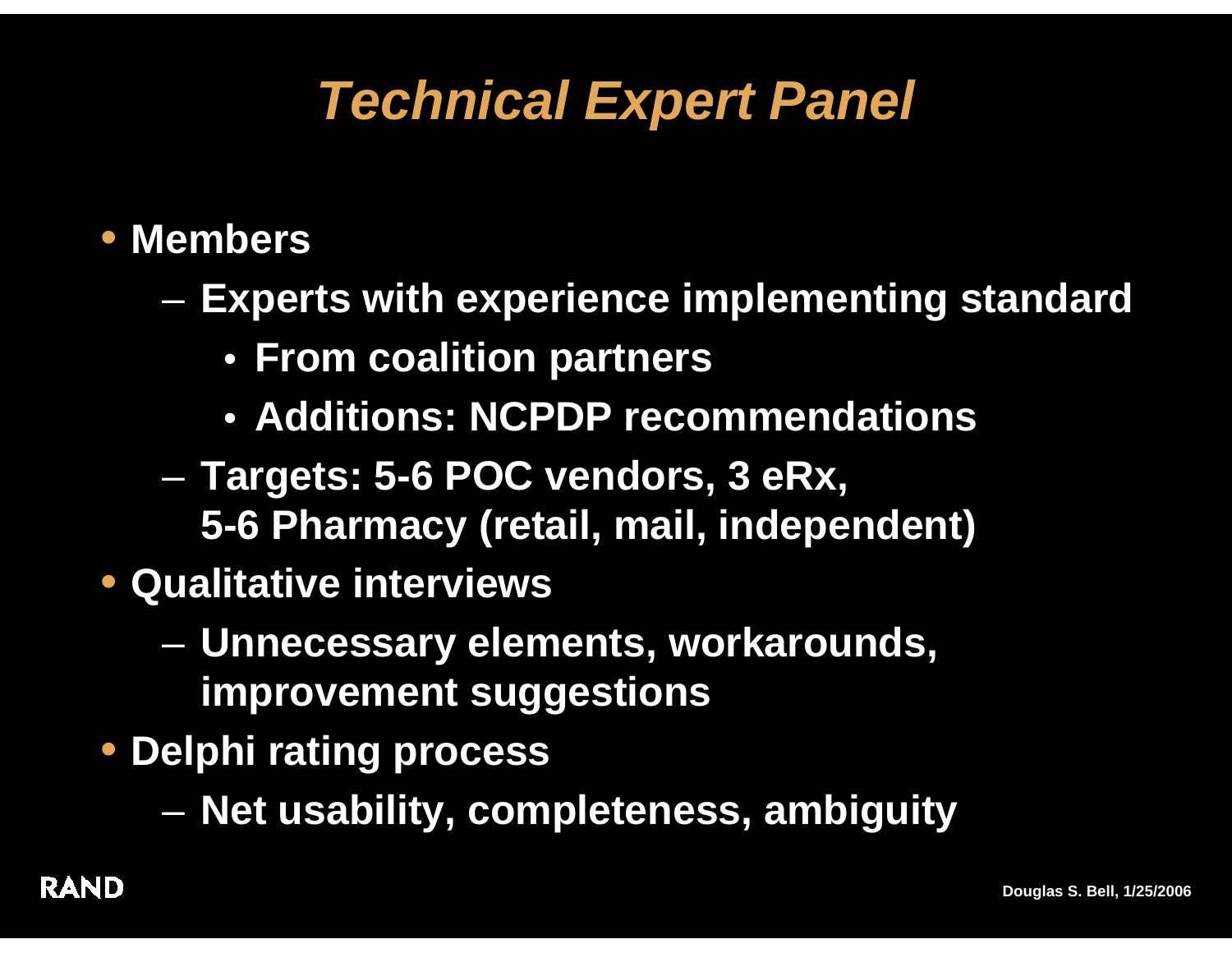# Technical Expert Panel

- Members
  - Experts with experience implementing standard
    - From coalition partners
    - Additions: NCPDP recommendations
  - Targets: 5-6 POC vendors, 3 eRx, 5-6 Pharmacy (retail, mail, independent)
- Qualitative interviews
  - Unnecessary elements, workarounds, improvement suggestions
- Delphi rating process
  - Net usability, completeness, ambiguity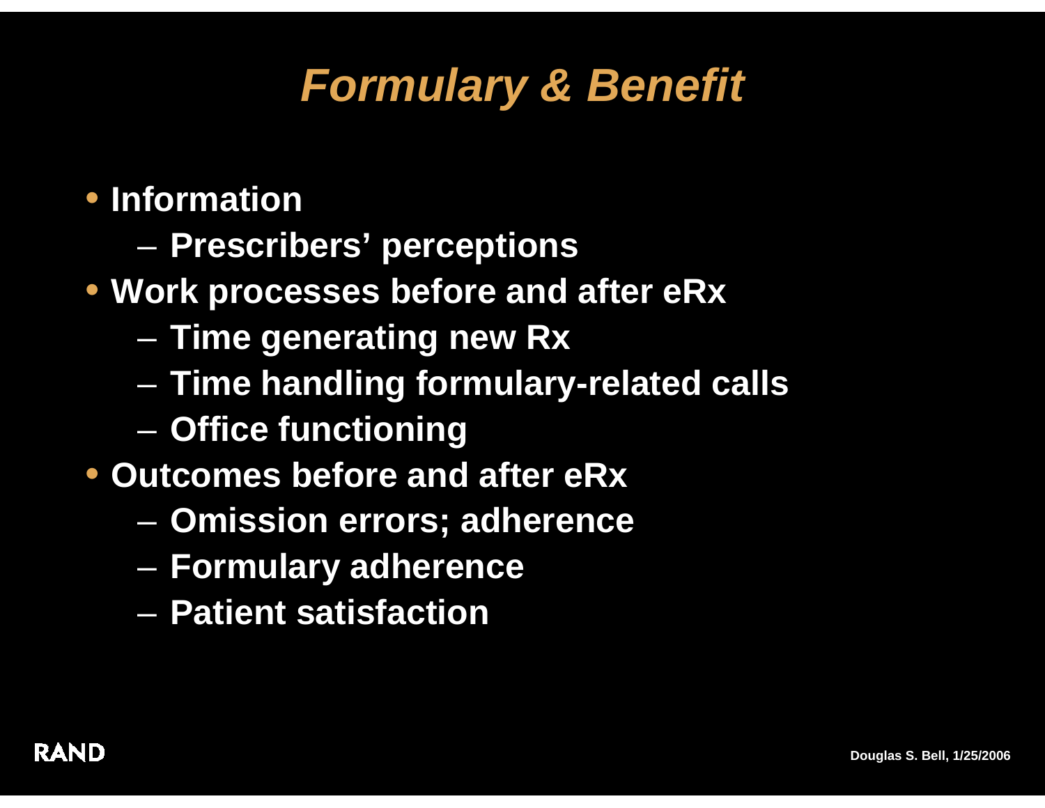# *Formulary & Benefit*

- Information
  - Prescribers' perceptions
- Work processes before and after eRx
  - Time generating new Rx
  - Time handling formulary-related calls
  - Office functioning
- Outcomes before and after eRx
  - Omission errors; adherence
  - Formulary adherence
  - Patient satisfaction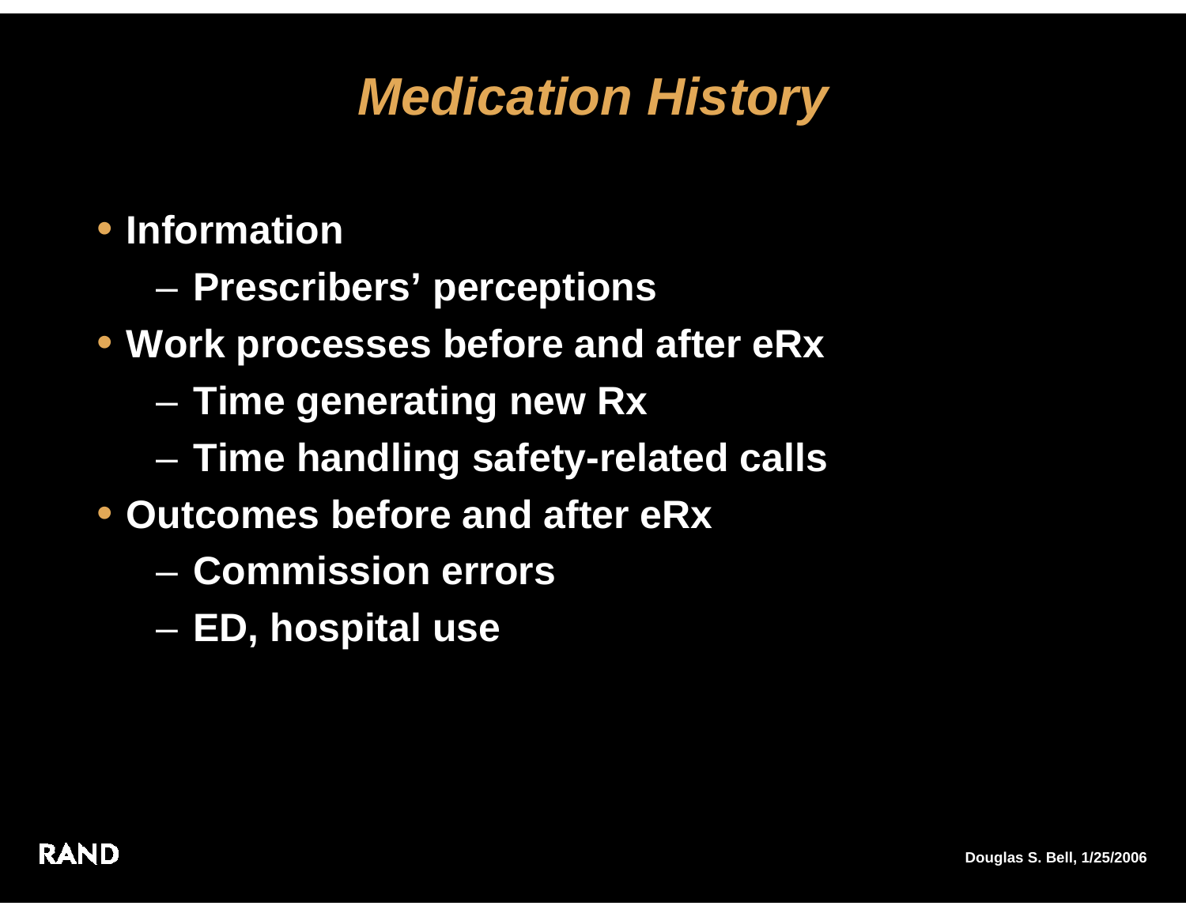# *Medication History*

- Information
  - Prescribers' perceptions
- Work processes before and after eRx
  - Time generating new Rx
  - Time handling safety-related calls
- Outcomes before and after eRx
  - Commission errors
  - ED, hospital use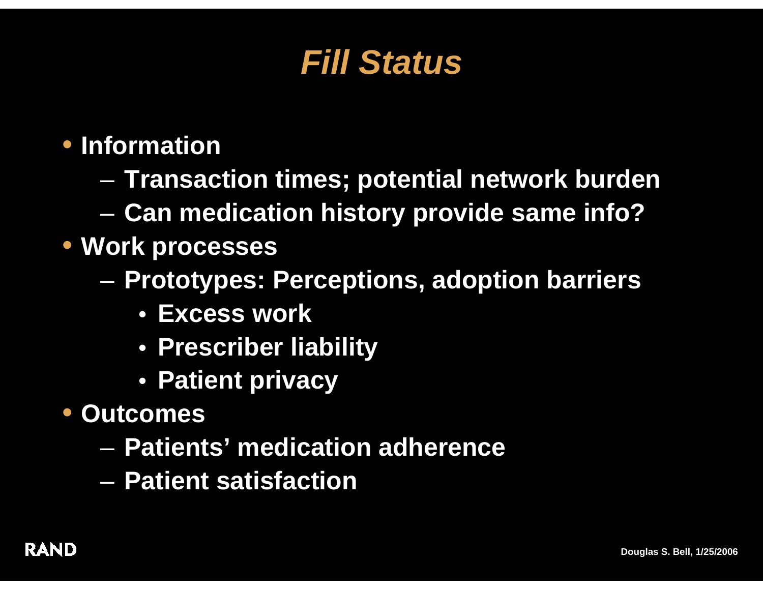# *Fill Status*

- Information
  - Transaction times; potential network burden
  - Can medication history provide same info?
- Work processes
  - Prototypes: Perceptions, adoption barriers
    - Excess work
    - Prescriber liability
    - Patient privacy
- Outcomes
  - Patients' medication adherence
  - Patient satisfaction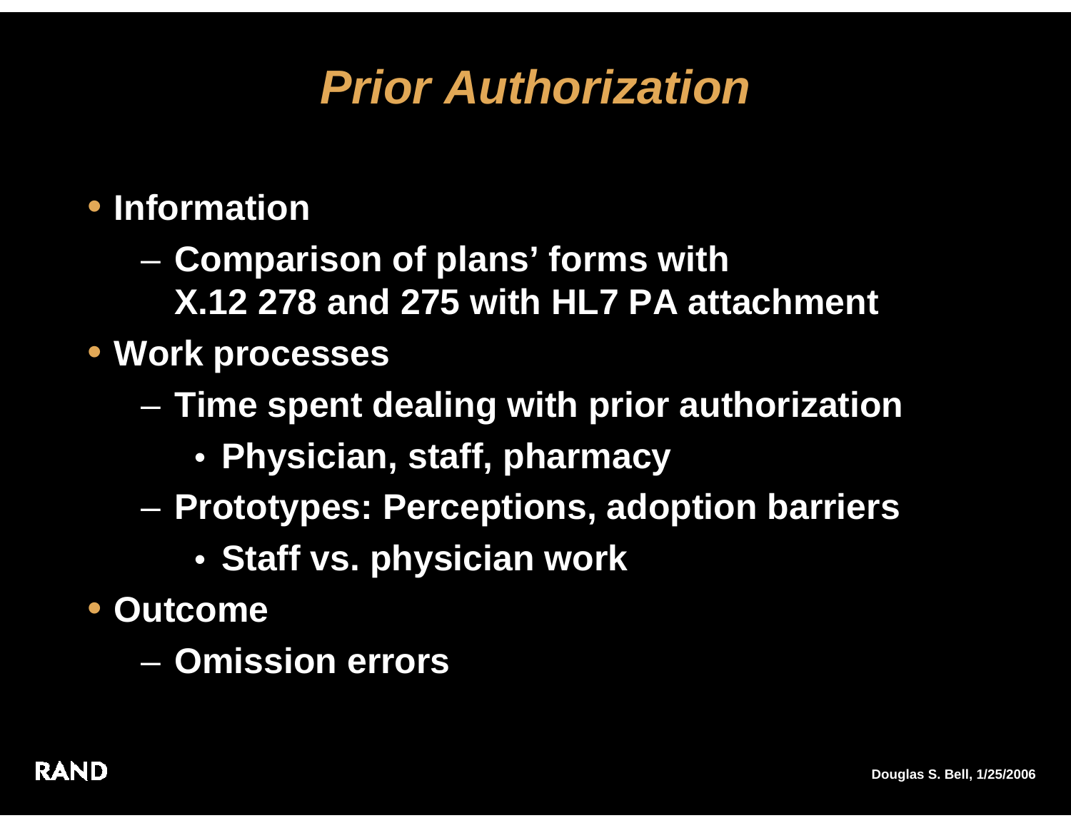# Prior Authorization

- Information
  - Comparison of plans' forms with X.12 278 and 275 with HL7 PA attachment
- Work processes
  - Time spent dealing with prior authorization
    - Physician, staff, pharmacy
  - Prototypes: Perceptions, adoption barriers
    - Staff vs. physician work
- Outcome
  - Omission errors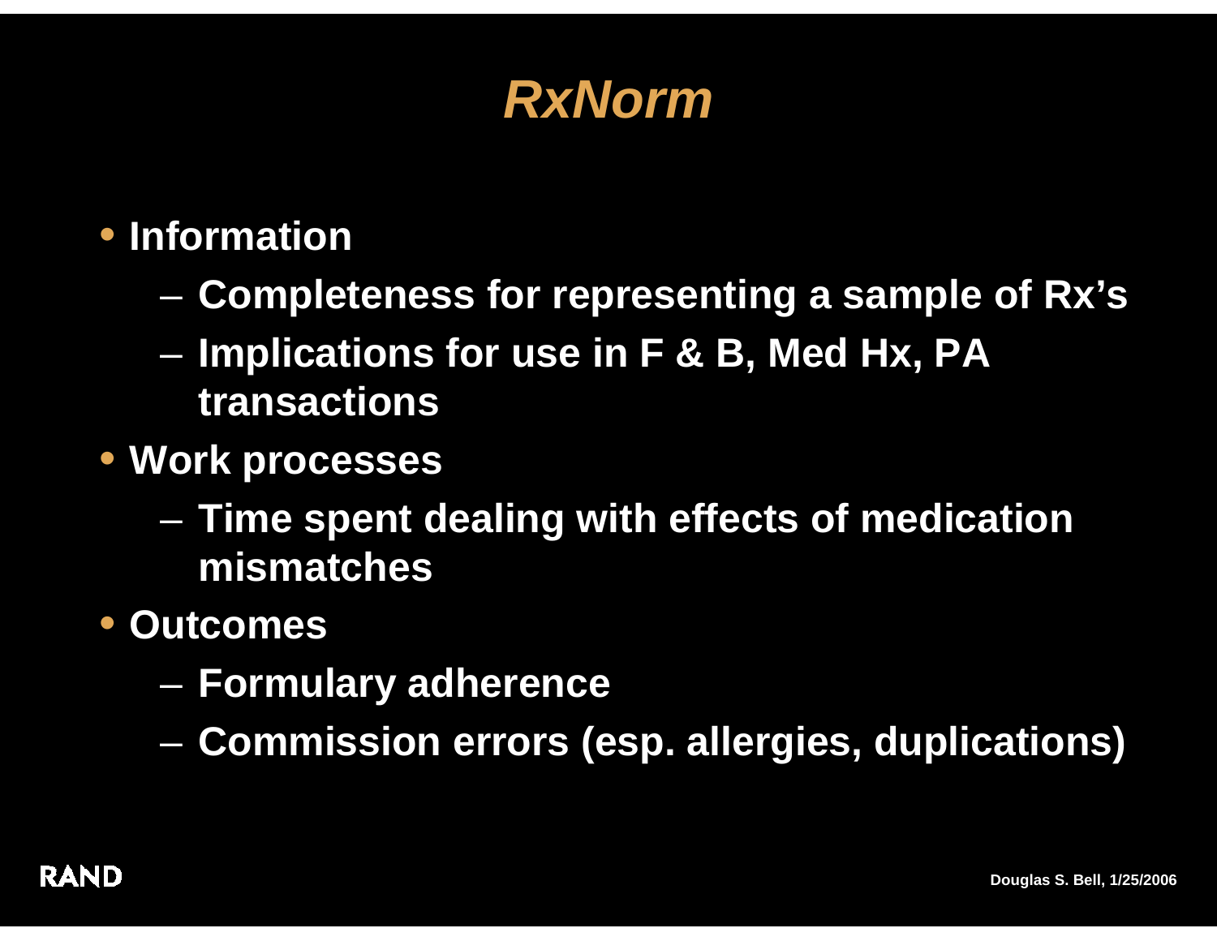# *RxNorm*

- Information
  - Completeness for representing a sample of Rx's
  - Implications for use in F & B, Med Hx, PA transactions
- Work processes
  - Time spent dealing with effects of medication mismatches
- Outcomes
  - Formulary adherence
  - Commission errors (esp. allergies, duplications)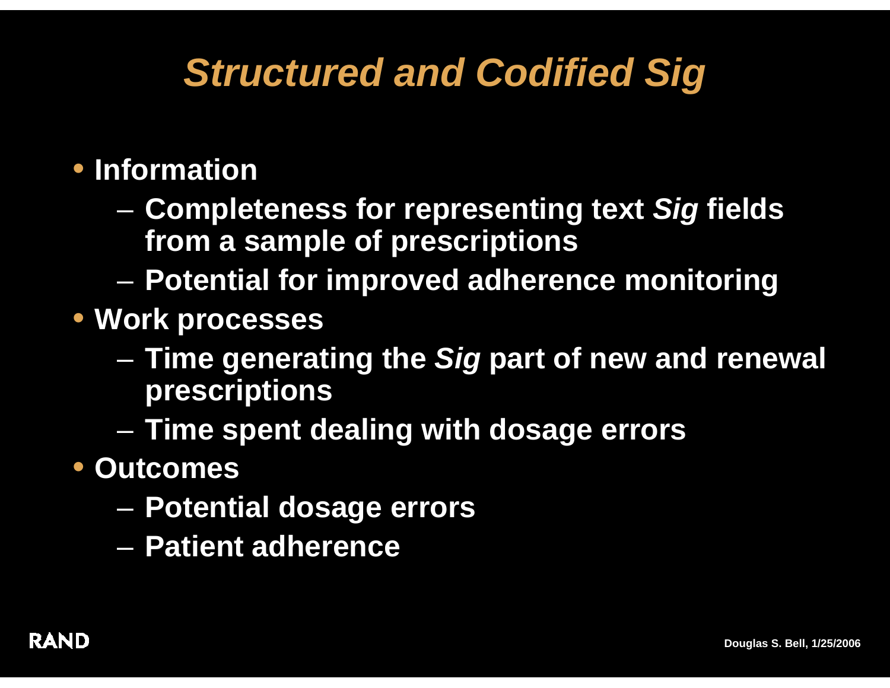# *Structured and Codified Sig*

- **Information**
  - **Completeness for representing text *Sig* fields from a sample of prescriptions**
  - **Potential for improved adherence monitoring**
- **Work processes**
  - **Time generating the *Sig* part of new and renewal prescriptions**
  - **Time spent dealing with dosage errors**
- **Outcomes**
  - **Potential dosage errors**
  - **Patient adherence**

RAND

**Douglas S. Bell, 1/25/2006**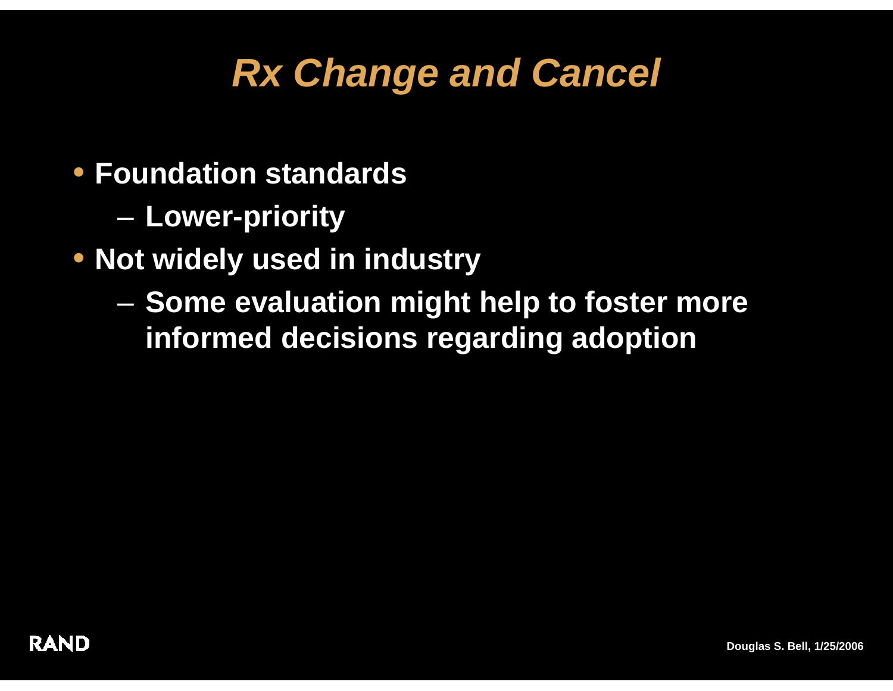# *Rx Change and Cancel*

- Foundation standards
  - Lower-priority
- Not widely used in industry
  - Some evaluation might help to foster more informed decisions regarding adoption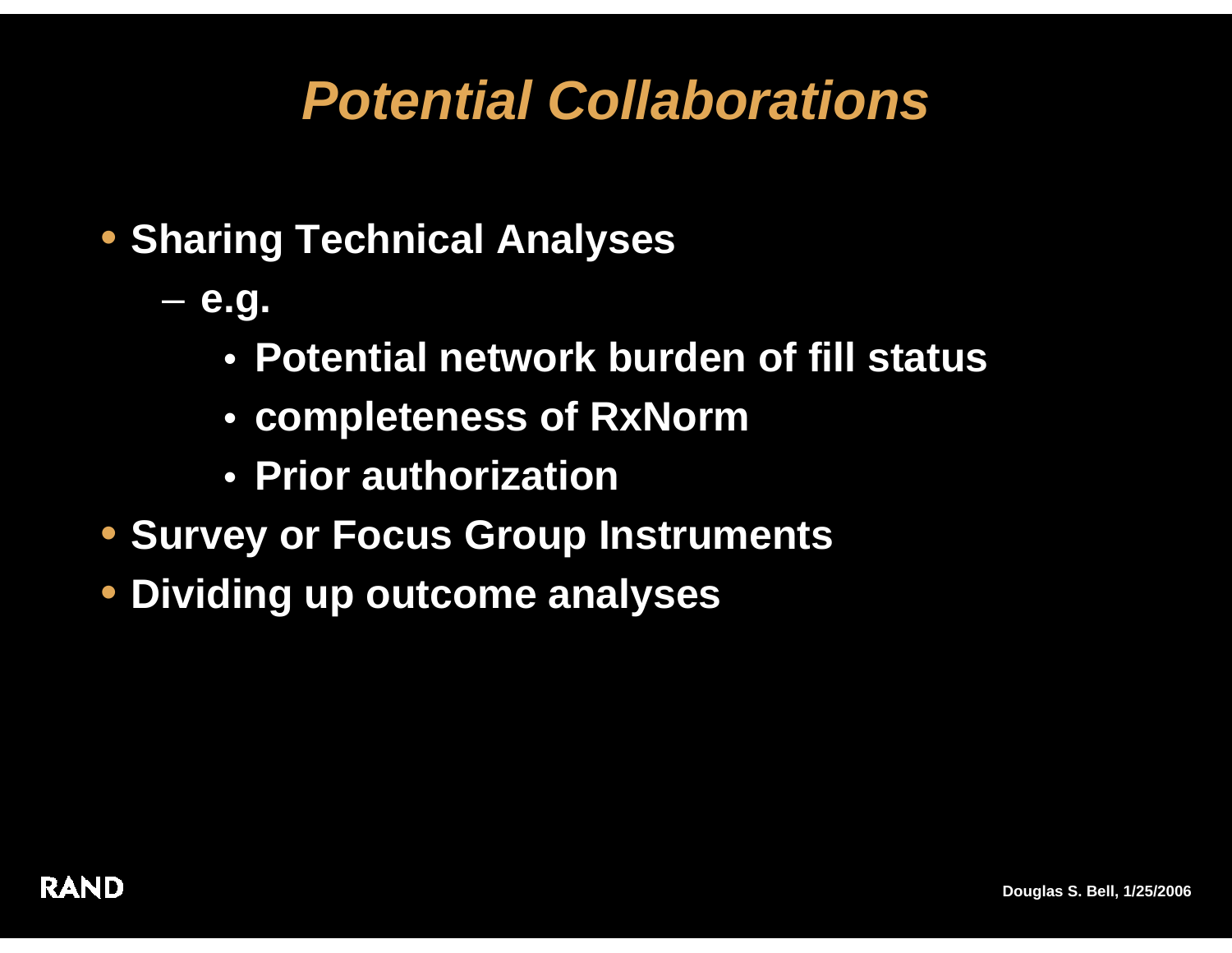# *Potential Collaborations*

- Sharing Technical Analyses
  - e.g.
    - Potential network burden of fill status
    - completeness of RxNorm
    - Prior authorization
- Survey or Focus Group Instruments
- Dividing up outcome analyses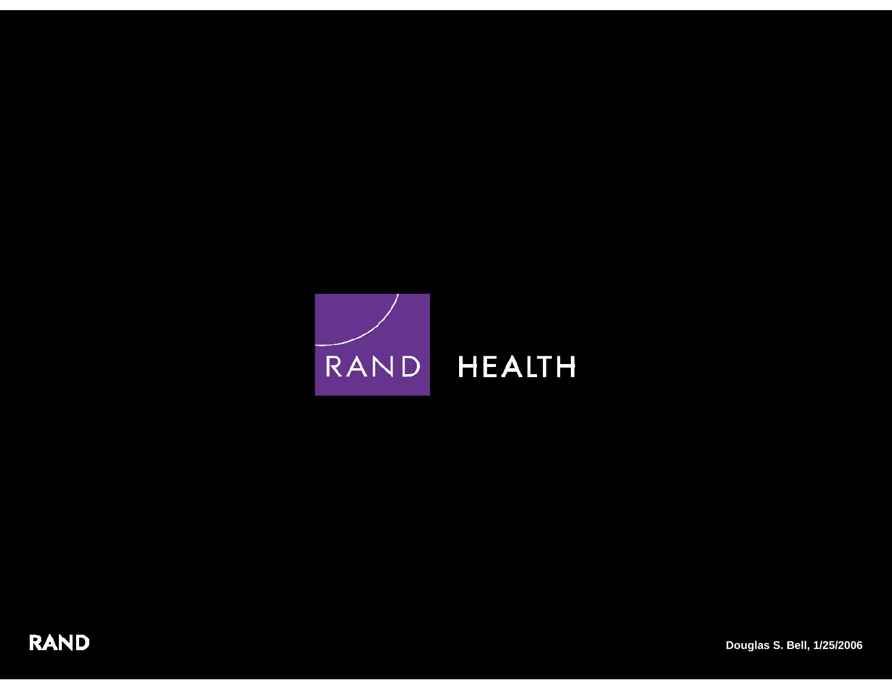RAND HEALTH